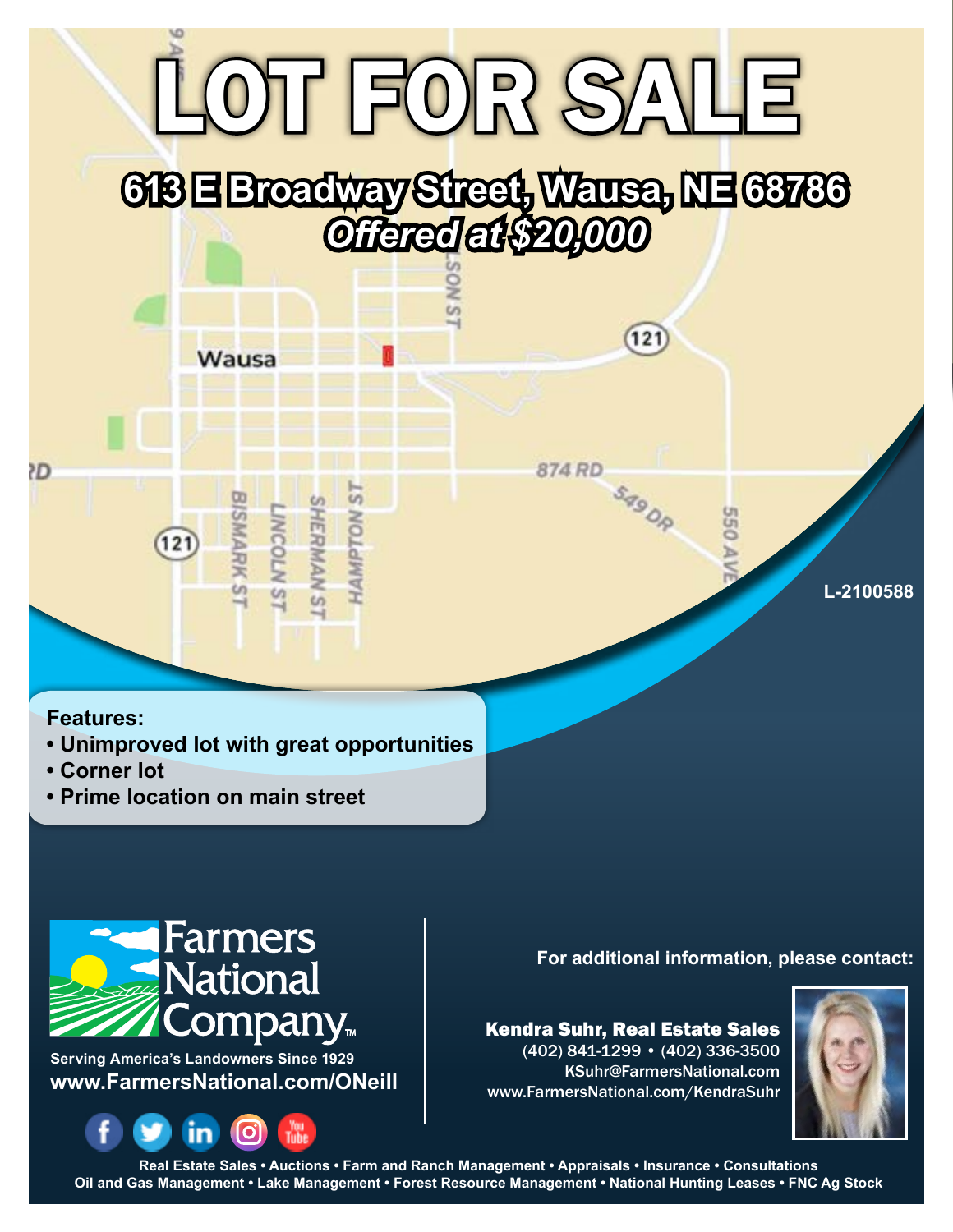# LOT FOR SALE

## 613 E Broadway Street, Wausa, NE 68786

***Offered at $20,000***

L-2100588

**Features:**

- **Unimproved lot with great opportunities**
- **Corner lot**
- **Prime location on main street**

Farmers National Company™

**Serving America's Landowners Since 1929**

**www.FarmersNational.com/ONeill**

**For additional information, please contact:**

**Kendra Suhr, Real Estate Sales**
(402) 841-1299 • (402) 336-3500
KSuhr@FarmersNational.com
www.FarmersNational.com/KendraSuhr

**Real Estate Sales • Auctions • Farm and Ranch Management • Appraisals • Insurance • Consultations**
**Oil and Gas Management • Lake Management • Forest Resource Management • National Hunting Leases • FNC Ag Stock**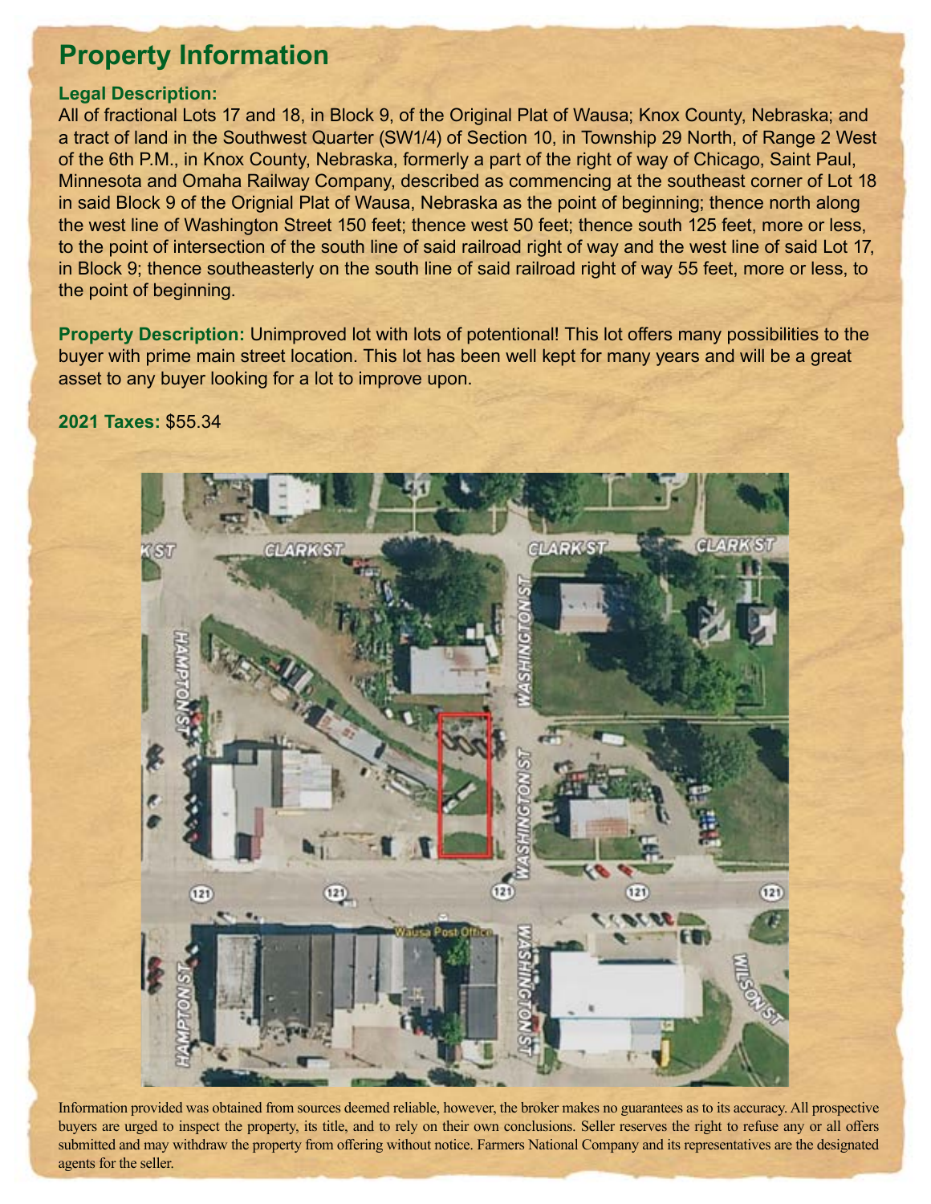## Property Information

**Legal Description:**
All of fractional Lots 17 and 18, in Block 9, of the Original Plat of Wausa; Knox County, Nebraska; and a tract of land in the Southwest Quarter (SW1/4) of Section 10, in Township 29 North, of Range 2 West of the 6th P.M., in Knox County, Nebraska, formerly a part of the right of way of Chicago, Saint Paul, Minnesota and Omaha Railway Company, described as commencing at the southeast corner of Lot 18 in said Block 9 of the Orignial Plat of Wausa, Nebraska as the point of beginning; thence north along the west line of Washington Street 150 feet; thence west 50 feet; thence south 125 feet, more or less, to the point of intersection of the south line of said railroad right of way and the west line of said Lot 17, in Block 9; thence southeasterly on the south line of said railroad right of way 55 feet, more or less, to the point of beginning.

**Property Description:** Unimproved lot with lots of potentional! This lot offers many possibilities to the buyer with prime main street location. This lot has been well kept for many years and will be a great asset to any buyer looking for a lot to improve upon.

**2021 Taxes:** $55.34

CLARK ST
CLARK ST
CLARK ST
K ST
HAMPTON ST
WASHINGTON ST
WASHINGTON ST
WASHINGTON ST
WASHINGTON ST
121
121
121
121
121
Wausa Post Office
HAMPTON ST
WILSON ST

Information provided was obtained from sources deemed reliable, however, the broker makes no guarantees as to its accuracy. All prospective buyers are urged to inspect the property, its title, and to rely on their own conclusions. Seller reserves the right to refuse any or all offers submitted and may withdraw the property from offering without notice. Farmers National Company and its representatives are the designated agents for the seller.